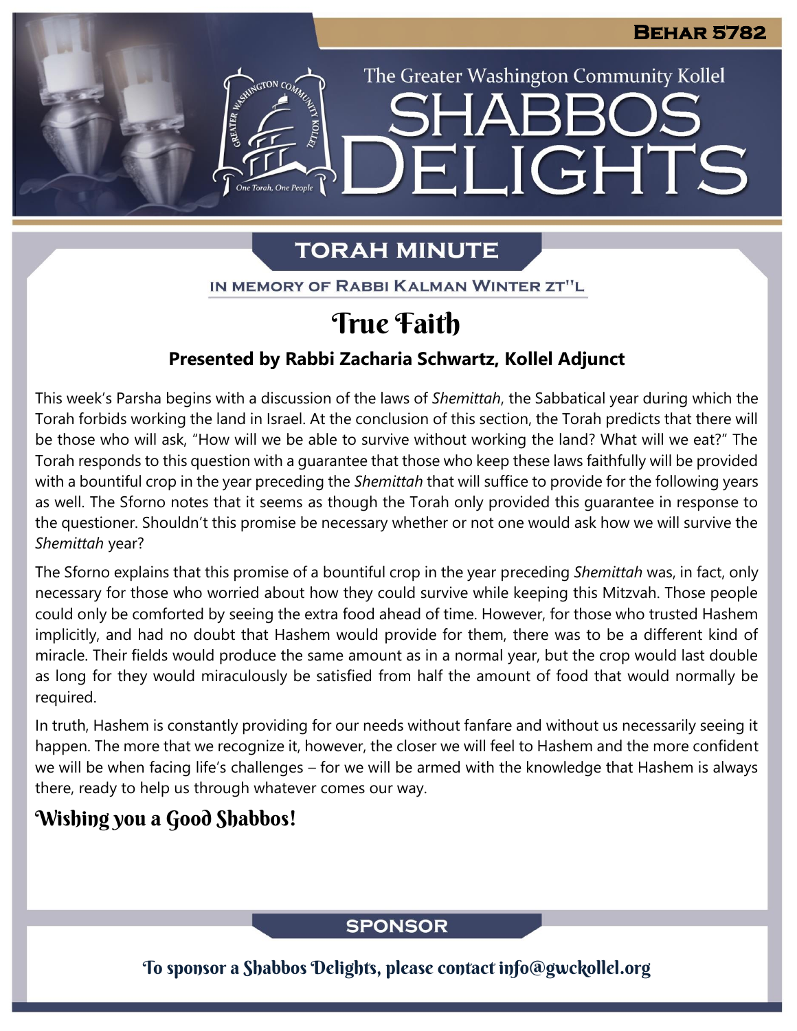# Shabbos Delights

The Greater Washington Community Kollel

**Behar 5782**

## TORAH MINUTE

IN MEMORY OF RABBI KALMAN WINTER ZT"L

# True Faith

**Presented by Rabbi Zacharia Schwartz, Kollel Adjunct**

This week's Parsha begins with a discussion of the laws of *Shemittah*, the Sabbatical year during which the Torah forbids working the land in Israel. At the conclusion of this section, the Torah predicts that there will be those who will ask, "How will we be able to survive without working the land? What will we eat?" The Torah responds to this question with a guarantee that those who keep these laws faithfully will be provided with a bountiful crop in the year preceding the *Shemittah* that will suffice to provide for the following years as well. The Sforno notes that it seems as though the Torah only provided this guarantee in response to the questioner. Shouldn't this promise be necessary whether or not one would ask how we will survive the *Shemittah* year?

The Sforno explains that this promise of a bountiful crop in the year preceding *Shemittah* was, in fact, only necessary for those who worried about how they could survive while keeping this Mitzvah. Those people could only be comforted by seeing the extra food ahead of time. However, for those who trusted Hashem implicitly, and had no doubt that Hashem would provide for them, there was to be a different kind of miracle. Their fields would produce the same amount as in a normal year, but the crop would last double as long for they would miraculously be satisfied from half the amount of food that would normally be required.

In truth, Hashem is constantly providing for our needs without fanfare and without us necessarily seeing it happen. The more that we recognize it, however, the closer we will feel to Hashem and the more confident we will be when facing life's challenges – for we will be armed with the knowledge that Hashem is always there, ready to help us through whatever comes our way.

### Wishing you a Good Shabbos!

## SPONSOR

To sponsor a Shabbos Delights, please contact info@gwckollel.org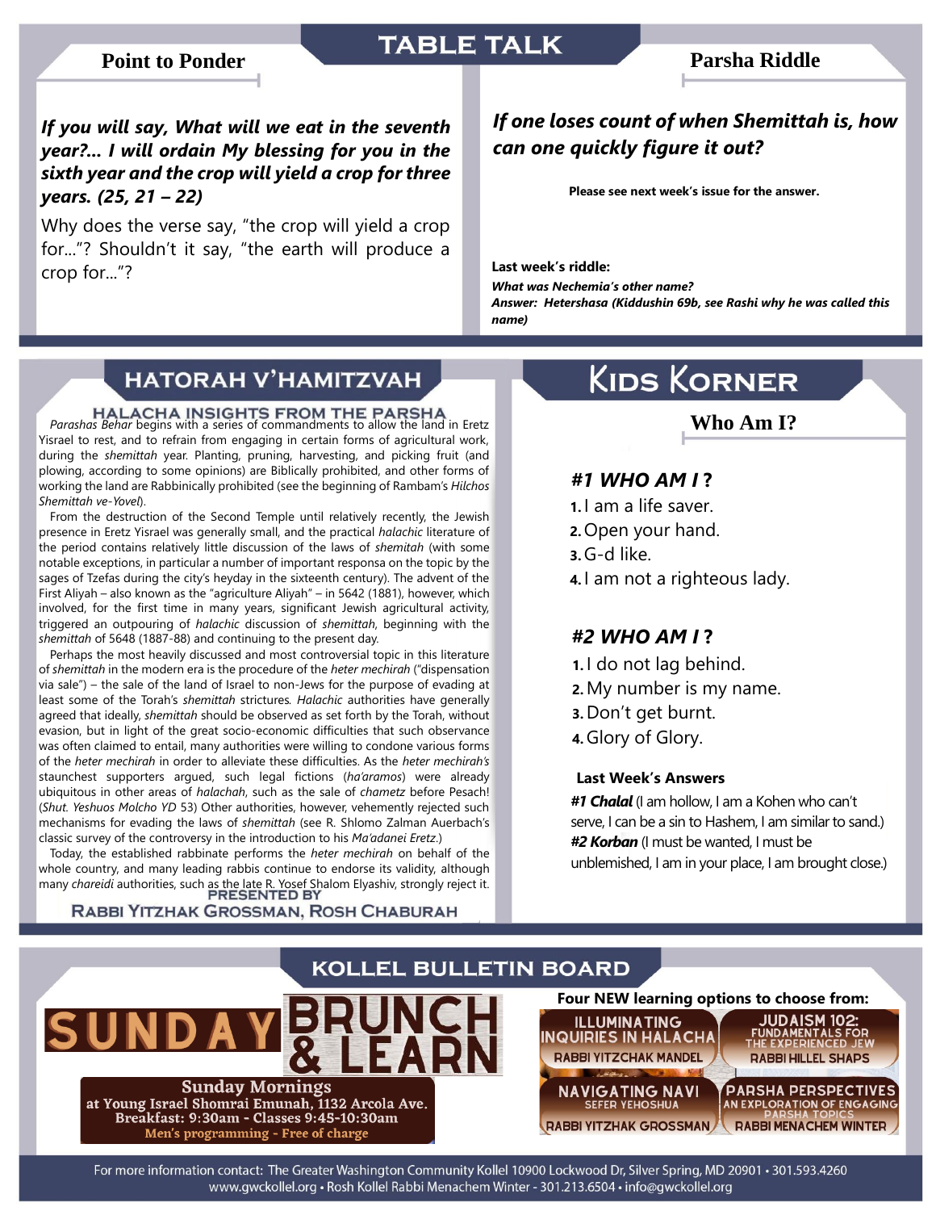# TABLE TALK

## Point to Ponder

***If you will say, What will we eat in the seventh year?... I will ordain My blessing for you in the sixth year and the crop will yield a crop for three years. (25, 21 – 22)***

Why does the verse say, "the crop will yield a crop for..."? Shouldn't it say, "the earth will produce a crop for..."?

## Parsha Riddle

***If one loses count of when Shemittah is, how can one quickly figure it out?***

**Please see next week's issue for the answer.**

**Last week's riddle:**

***What was Nechemia's other name?***

***Answer: Hetershasa (Kiddushin 69b, see Rashi why he was called this name)***

# HATORAH V'HAMITZVAH

## HALACHA INSIGHTS FROM THE PARSHA

*Parashas Behar* begins with a series of commandments to allow the land in Eretz Yisrael to rest, and to refrain from engaging in certain forms of agricultural work, during the *shemittah* year. Planting, pruning, harvesting, and picking fruit (and plowing, according to some opinions) are Biblically prohibited, and other forms of working the land are Rabbinically prohibited (see the beginning of Rambam's *Hilchos Shemittah ve-Yovel*).

From the destruction of the Second Temple until relatively recently, the Jewish presence in Eretz Yisrael was generally small, and the practical *halachic* literature of the period contains relatively little discussion of the laws of *shemitah* (with some notable exceptions, in particular a number of important responsa on the topic by the sages of Tzefas during the city's heyday in the sixteenth century). The advent of the First Aliyah – also known as the "agriculture Aliyah" – in 5642 (1881), however, which involved, for the first time in many years, significant Jewish agricultural activity, triggered an outpouring of *halachic* discussion of *shemittah*, beginning with the *shemittah* of 5648 (1887-88) and continuing to the present day.

Perhaps the most heavily discussed and most controversial topic in this literature of *shemittah* in the modern era is the procedure of the *heter mechirah* ("dispensation via sale") – the sale of the land of Israel to non-Jews for the purpose of evading at least some of the Torah's *shemittah* strictures. *Halachic* authorities have generally agreed that ideally, *shemittah* should be observed as set forth by the Torah, without evasion, but in light of the great socio-economic difficulties that such observance was often claimed to entail, many authorities were willing to condone various forms of the *heter mechirah* in order to alleviate these difficulties. As the *heter mechirah's* staunchest supporters argued, such legal fictions (*ha'aramos*) were already ubiquitous in other areas of *halachah*, such as the sale of *chametz* before Pesach! (*Shut. Yeshuos Molcho YD* 53) Other authorities, however, vehemently rejected such mechanisms for evading the laws of *shemittah* (see R. Shlomo Zalman Auerbach's classic survey of the controversy in the introduction to his *Ma'adanei Eretz*.)

Today, the established rabbinate performs the *heter mechirah* on behalf of the whole country, and many leading rabbis continue to endorse its validity, although many *chareidi* authorities, such as the late R. Yosef Shalom Elyashiv, strongly reject it.

PRESENTED BY

RABBI YITZHAK GROSSMAN, ROSH CHABURAH

# KIDS KORNER

## Who Am I?

### *#1 WHO AM I ?*

1. I am a life saver.
2. Open your hand.
3. G-d like.
4. I am not a righteous lady.

### *#2 WHO AM I ?*

1. I do not lag behind.
2. My number is my name.
3. Don't get burnt.
4. Glory of Glory.

**Last Week's Answers**

***#1 Chalal*** (I am hollow, I am a Kohen who can't serve, I can be a sin to Hashem, I am similar to sand.)

***#2 Korban*** (I must be wanted, I must be unblemished, I am in your place, I am brought close.)

# KOLLEL BULLETIN BOARD

**SUNDAY BRUNCH & LEARN**

**Sunday Mornings**
**at Young Israel Shomrai Emunah, 1132 Arcola Ave.**
**Breakfast: 9:30am - Classes 9:45-10:30am**
**Men's programming - Free of charge**

**Four NEW learning options to choose from:**

- **ILLUMINATING INQUIRIES IN HALACHA** – RABBI YITZCHAK MANDEL
- **JUDAISM 102: FUNDAMENTALS FOR THE EXPERIENCED JEW** – RABBI HILLEL SHAPS
- **NAVIGATING NAVI SEFER YEHOSHUA** – RABBI YITZHAK GROSSMAN
- **PARSHA PERSPECTIVES AN EXPLORATION OF ENGAGING PARSHA TOPICS** – RABBI MENACHEM WINTER

For more information contact: The Greater Washington Community Kollel 10900 Lockwood Dr, Silver Spring, MD 20901 • 301.593.4260
www.gwckollel.org • Rosh Kollel Rabbi Menachem Winter - 301.213.6504 • info@gwckollel.org